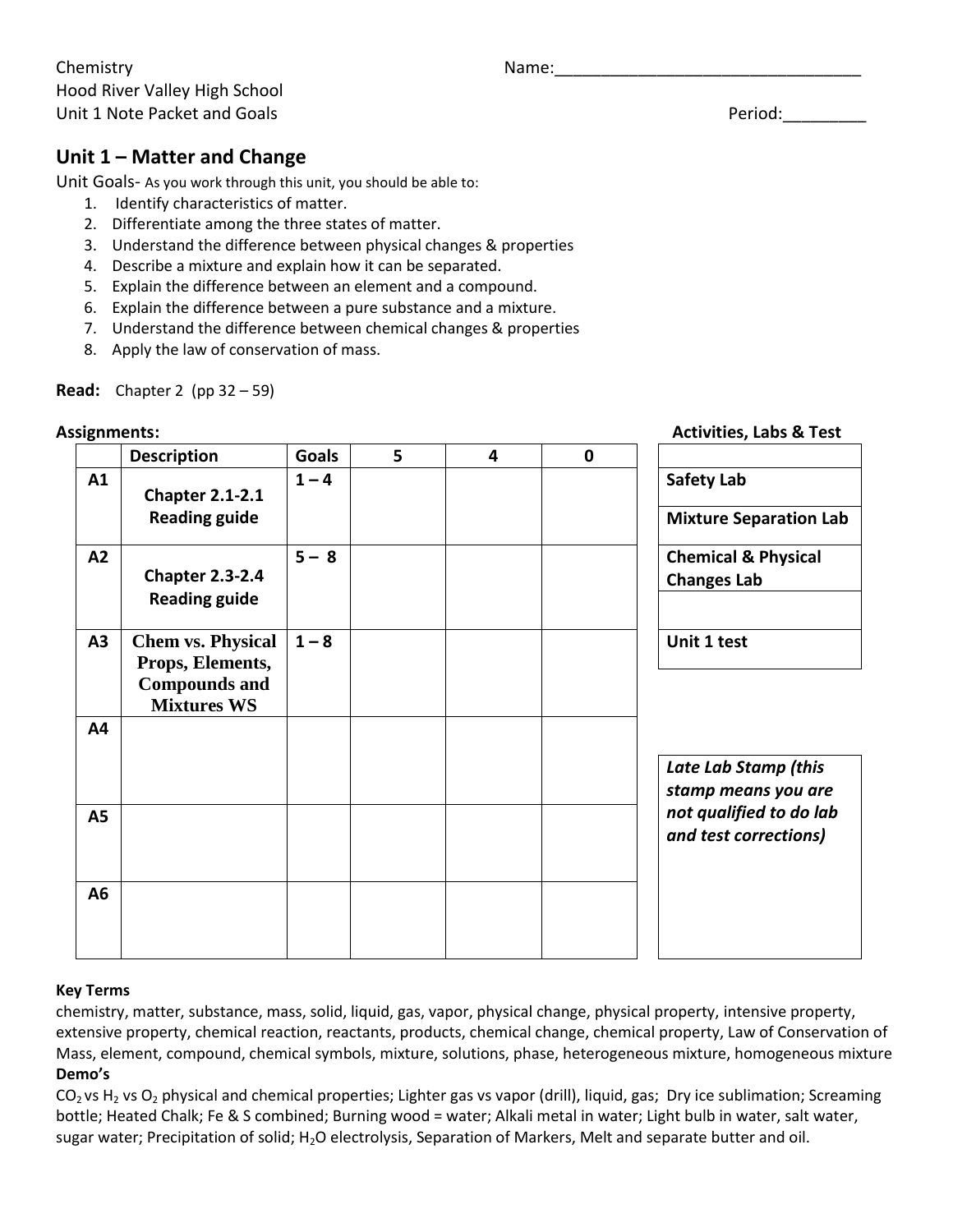Chemistry
Hood River Valley High School
Unit 1 Note Packet and Goals

Name:_________________________________

Period:_________

## Unit 1 – Matter and Change

Unit Goals- As you work through this unit, you should be able to:

1. Identify characteristics of matter.
2. Differentiate among the three states of matter.
3. Understand the difference between physical changes & properties
4. Describe a mixture and explain how it can be separated.
5. Explain the difference between an element and a compound.
6. Explain the difference between a pure substance and a mixture.
7. Understand the difference between chemical changes & properties
8. Apply the law of conservation of mass.

**Read:** Chapter 2 (pp 32 – 59)

**Assignments:**

| | Description | Goals | 5 | 4 | 0 |
|---|---|---|---|---|---|
| A1 | **Chapter 2.1-2.1 Reading guide** | 1 – 4 | | | |
| A2 | **Chapter 2.3-2.4 Reading guide** | 5 – 8 | | | |
| A3 | **Chem vs. Physical Props, Elements, Compounds and Mixtures WS** | 1 – 8 | | | |
| A4 | | | | | |
| A5 | | | | | |
| A6 | | | | | |

**Activities, Labs & Test**

| |
|---|
| **Safety Lab** |
| **Mixture Separation Lab** |
| **Chemical & Physical Changes Lab** |
| |
| **Unit 1 test** |

| *Late Lab Stamp (this stamp means you are not qualified to do lab and test corrections)* |
|---|
| |

**Key Terms**

chemistry, matter, substance, mass, solid, liquid, gas, vapor, physical change, physical property, intensive property, extensive property, chemical reaction, reactants, products, chemical change, chemical property, Law of Conservation of Mass, element, compound, chemical symbols, mixture, solutions, phase, heterogeneous mixture, homogeneous mixture

**Demo's**

$CO_2$ vs $H_2$ vs $O_2$ physical and chemical properties; Lighter gas vs vapor (drill), liquid, gas; Dry ice sublimation; Screaming bottle; Heated Chalk; Fe & S combined; Burning wood = water; Alkali metal in water; Light bulb in water, salt water, sugar water; Precipitation of solid; $H_2O$ electrolysis, Separation of Markers, Melt and separate butter and oil.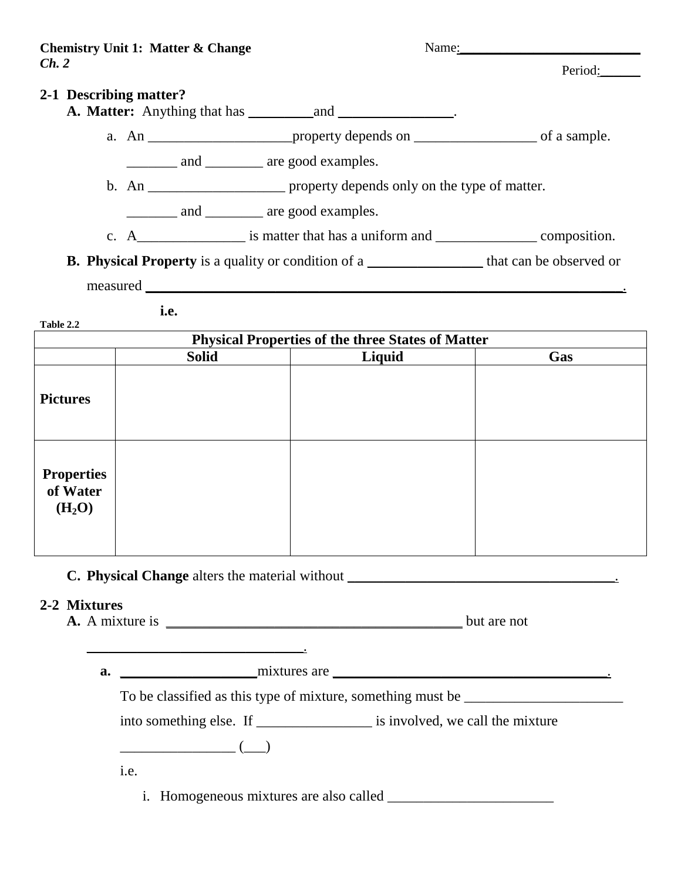**Chemistry Unit 1: Matter & Change**
*Ch. 2*

Name:___________________________

Period:______

## 2-1 Describing matter?

**A. Matter:** Anything that has _________and ________________.

a. An ____________________property depends on _________________ of a sample. _______ and ________ are good examples.

b. An ___________________ property depends only on the type of matter. _______ and ________ are good examples.

c. A_______________ is matter that has a uniform and ______________ composition.

**B. Physical Property** is a quality or condition of a ________________ that can be observed or measured _______________________________________________________________.

**i.e.**

**Table 2.2**

| **Physical Properties of the three States of Matter** | | | |
|---|---|---|---|
| | **Solid** | **Liquid** | **Gas** |
| **Pictures** | | | |
| **Properties of Water ($H_2O$)** | | | |

**C. Physical Change** alters the material without _______________________________________.

## 2-2 Mixtures

**A.** A mixture is __________________________________________ but are not _______________________________.

**a.** ___________________mixtures are ________________________________________.

To be classified as this type of mixture, something must be ______________________ into something else. If ________________ is involved, we call the mixture ________________ (___)

i.e.

i. Homogeneous mixtures are also called _______________________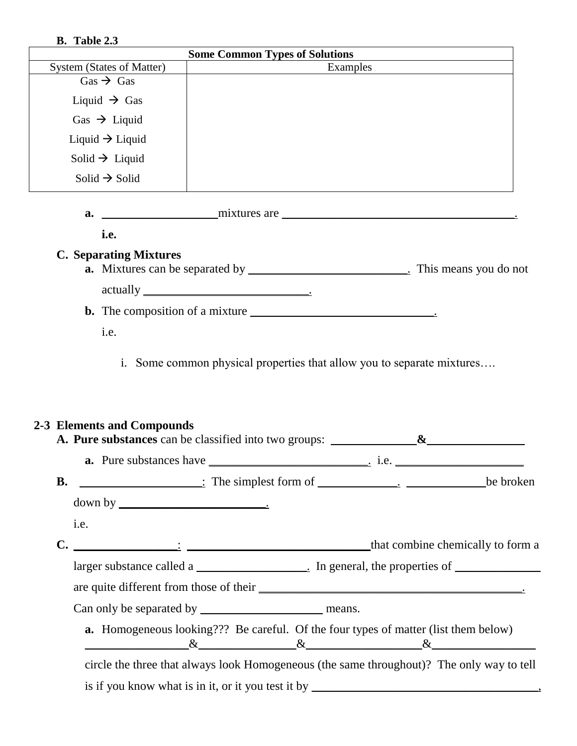**B. Table 2.3**

| Some Common Types of Solutions | |
|---|---|
| System (States of Matter) | Examples |
| Gas → Gas | |
| Liquid → Gas | |
| Gas → Liquid | |
| Liquid → Liquid | |
| Solid → Liquid | |
| Solid → Solid | |

**a.** ____________________mixtures are ___________________________________________.

**i.e.**

**C. Separating Mixtures**

**a.** Mixtures can be separated by ____________________________. This means you do not actually ____________________________.

**b.** The composition of a mixture ________________________________.

i.e.

i. Some common physical properties that allow you to separate mixtures….

## 2-3 Elements and Compounds

**A. Pure substances** can be classified into two groups: ______________&________________

**a.** Pure substances have ___________________________. i.e. _____________________

**B.** ____________________: The simplest form of _____________. _____________be broken down by _________________________.

i.e.

**C.** _________________: _______________________________that combine chemically to form a larger substance called a __________________. In general, the properties of ______________ are quite different from those of their ______________________________________________. Can only be separated by ____________________ means.

**a.** Homogeneous looking??? Be careful. Of the four types of matter (list them below) _________________&________________&___________________&_________________ circle the three that always look Homogeneous (the same throughout)? The only way to tell is if you know what is in it, or it you test it by _______________________________________,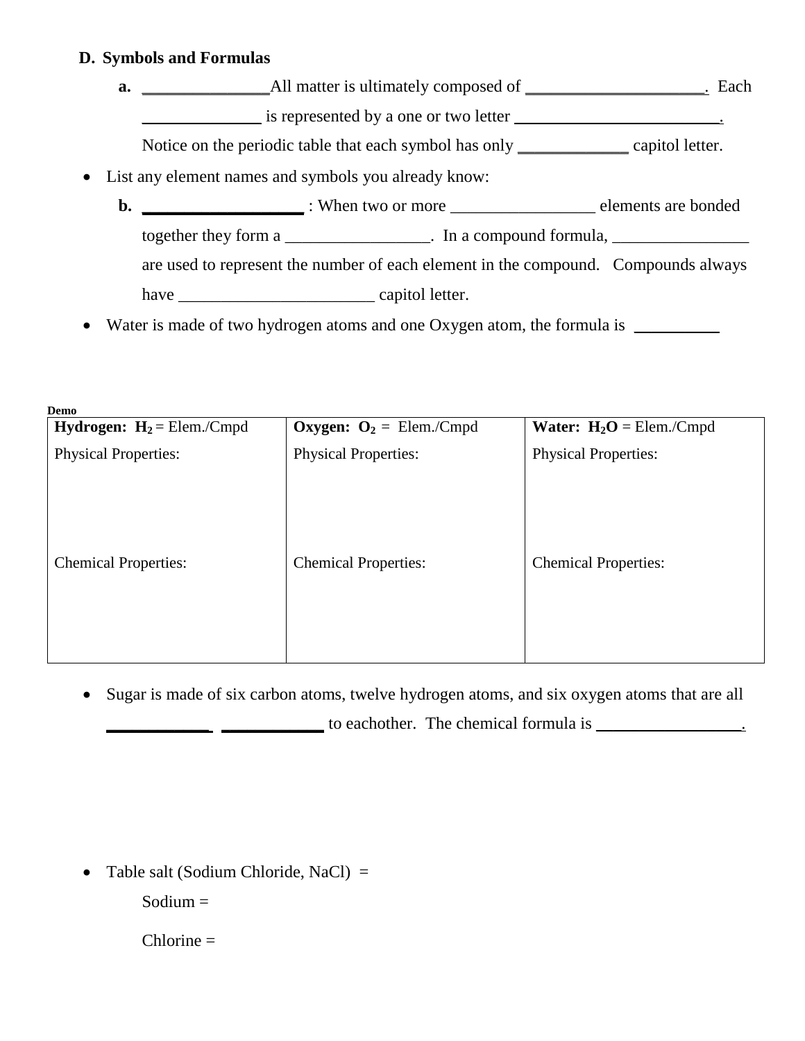## D. Symbols and Formulas

**a.** _______________All matter is ultimately composed of _____________________. Each _______________ is represented by a one or two letter _________________________. Notice on the periodic table that each symbol has only _____________ capitol letter.

- List any element names and symbols you already know:

**b.** ___________________ : When two or more _________________ elements are bonded together they form a _________________. In a compound formula, ________________ are used to represent the number of each element in the compound. Compounds always have _______________________ capitol letter.

- Water is made of two hydrogen atoms and one Oxygen atom, the formula is __________

**Demo**

| **Hydrogen: $H_2$** = Elem./Cmpd | **Oxygen: $O_2$** = Elem./Cmpd | **Water: $H_2O$** = Elem./Cmpd |
|---|---|---|
| Physical Properties: | Physical Properties: | Physical Properties: |
| Chemical Properties: | Chemical Properties: | Chemical Properties: |

- Sugar is made of six carbon atoms, twelve hydrogen atoms, and six oxygen atoms that are all ____________ ____________ to eachother. The chemical formula is _________________.

- Table salt (Sodium Chloride, NaCl) =

  Sodium =

  Chlorine =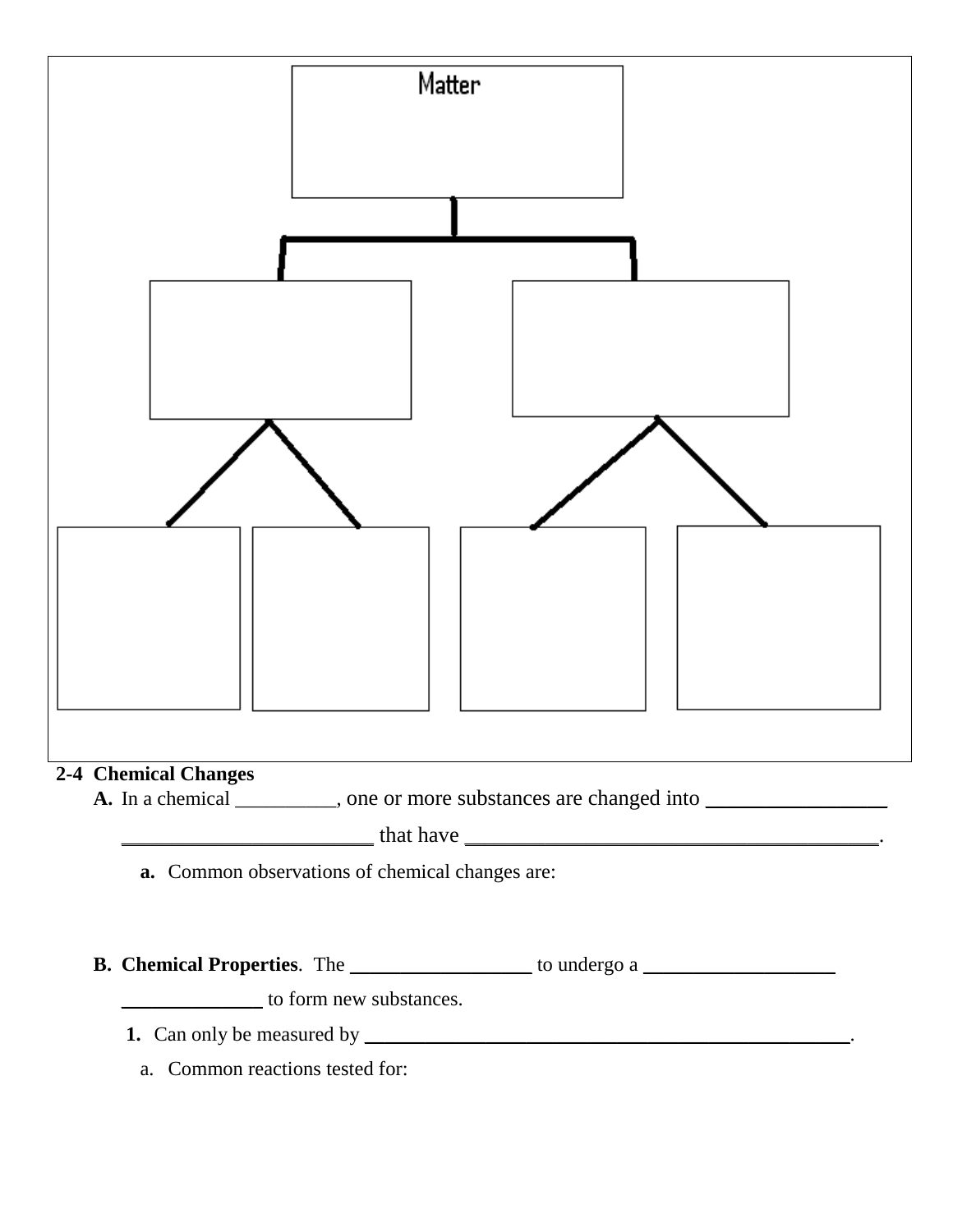Matter

## 2-4 Chemical Changes

**A.** In a chemical __________, one or more substances are changed into __________________ _________________________ that have _________________________________________.

**a.** Common observations of chemical changes are:

**B. Chemical Properties**. The ___________________ to undergo a ____________________ ______________ to form new substances.

**1.** Can only be measured by ______________________________________________________.

a. Common reactions tested for: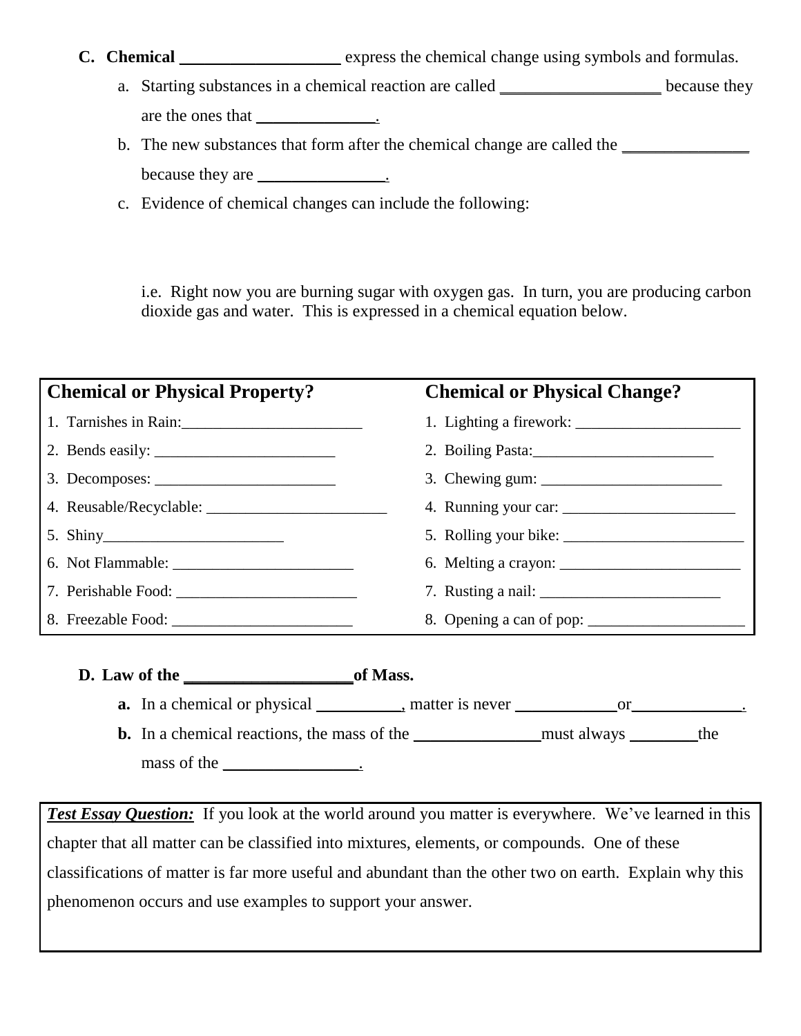**C. Chemical ___________________ express the chemical change using symbols and formulas.**

a. Starting substances in a chemical reaction are called ___________________ because they are the ones that ______________.

b. The new substances that form after the chemical change are called the _______________ because they are _______________.

c. Evidence of chemical changes can include the following:

i.e. Right now you are burning sugar with oxygen gas. In turn, you are producing carbon dioxide gas and water. This is expressed in a chemical equation below.

| **Chemical or Physical Property?** | **Chemical or Physical Change?** |
|---|---|
| 1. Tarnishes in Rain:_______________________ | 1. Lighting a firework: _____________________ |
| 2. Bends easily: _______________________ | 2. Boiling Pasta:_______________________ |
| 3. Decomposes: _______________________ | 3. Chewing gum: _______________________ |
| 4. Reusable/Recyclable: _______________________ | 4. Running your car: ______________________ |
| 5. Shiny_______________________ | 5. Rolling your bike: _______________________ |
| 6. Not Flammable: _______________________ | 6. Melting a crayon: _______________________ |
| 7. Perishable Food: _______________________ | 7. Rusting a nail: _______________________ |
| 8. Freezable Food: _______________________ | 8. Opening a can of pop: ____________________ |

**D. Law of the ____________________of Mass.**

**a.** In a chemical or physical __________, matter is never ____________or_____________.

**b.** In a chemical reactions, the mass of the _______________must always ________the mass of the ________________.

***Test Essay Question:*** If you look at the world around you matter is everywhere. We've learned in this chapter that all matter can be classified into mixtures, elements, or compounds. One of these classifications of matter is far more useful and abundant than the other two on earth. Explain why this phenomenon occurs and use examples to support your answer.